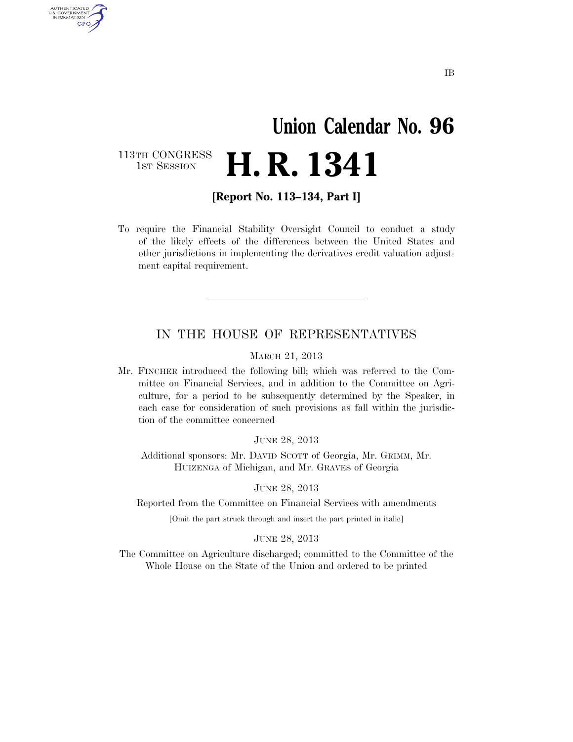IB

# Union Calendar No. 96

113TH CONGRESS
1ST SESSION

# H. R. 1341

**[Report No. 113–134, Part I]**

To require the Financial Stability Oversight Council to conduct a study of the likely effects of the differences between the United States and other jurisdictions in implementing the derivatives credit valuation adjustment capital requirement.

---

## IN THE HOUSE OF REPRESENTATIVES

MARCH 21, 2013

Mr. FINCHER introduced the following bill; which was referred to the Committee on Financial Services, and in addition to the Committee on Agriculture, for a period to be subsequently determined by the Speaker, in each case for consideration of such provisions as fall within the jurisdiction of the committee concerned

JUNE 28, 2013

Additional sponsors: Mr. DAVID SCOTT of Georgia, Mr. GRIMM, Mr. HUIZENGA of Michigan, and Mr. GRAVES of Georgia

JUNE 28, 2013

Reported from the Committee on Financial Services with amendments

[Omit the part struck through and insert the part printed in italic]

JUNE 28, 2013

The Committee on Agriculture discharged; committed to the Committee of the Whole House on the State of the Union and ordered to be printed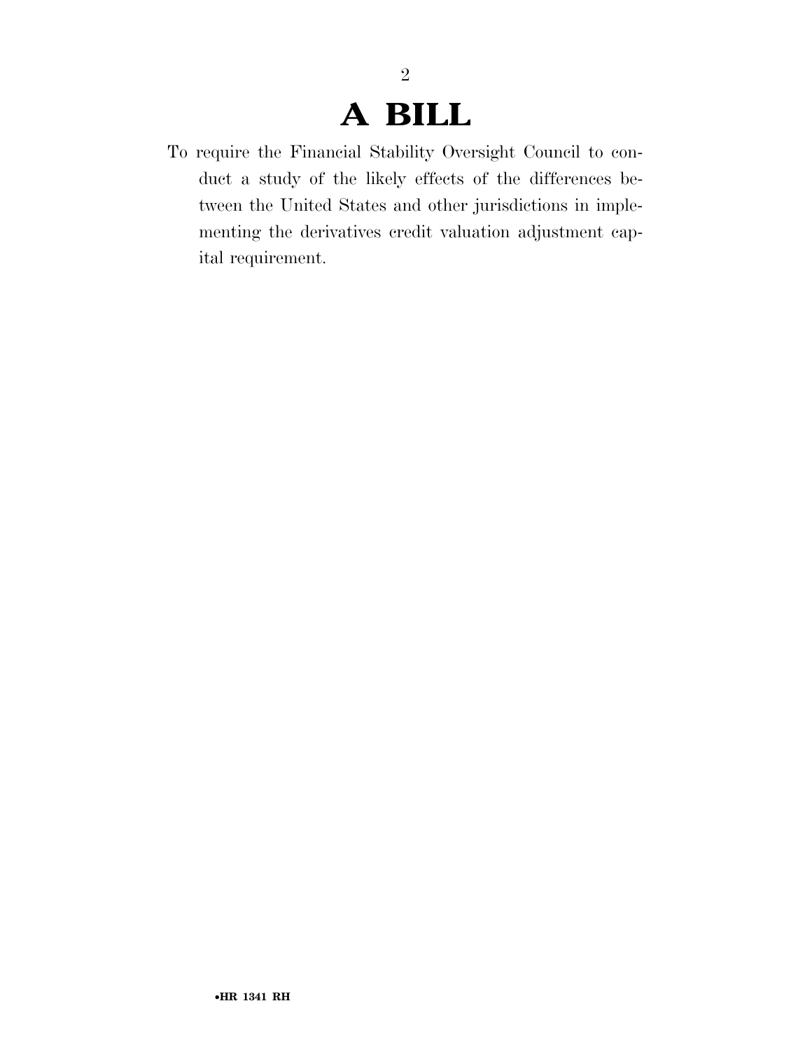# A BILL

To require the Financial Stability Oversight Council to conduct a study of the likely effects of the differences between the United States and other jurisdictions in implementing the derivatives credit valuation adjustment capital requirement.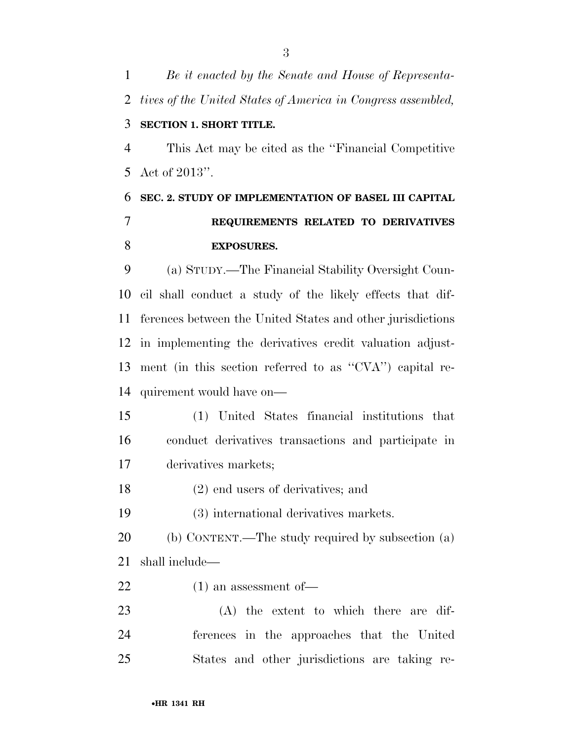*Be it enacted by the Senate and House of Representatives of the United States of America in Congress assembled,*

## SECTION 1. SHORT TITLE.

This Act may be cited as the "Financial Competitive Act of 2013".

## SEC. 2. STUDY OF IMPLEMENTATION OF BASEL III CAPITAL REQUIREMENTS RELATED TO DERIVATIVES EXPOSURES.

(a) STUDY.—The Financial Stability Oversight Council shall conduct a study of the likely effects that differences between the United States and other jurisdictions in implementing the derivatives credit valuation adjustment (in this section referred to as "CVA") capital requirement would have on—

(1) United States financial institutions that conduct derivatives transactions and participate in derivatives markets;

(2) end users of derivatives; and

(3) international derivatives markets.

(b) CONTENT.—The study required by subsection (a) shall include—

(1) an assessment of—

(A) the extent to which there are differences in the approaches that the United States and other jurisdictions are taking re-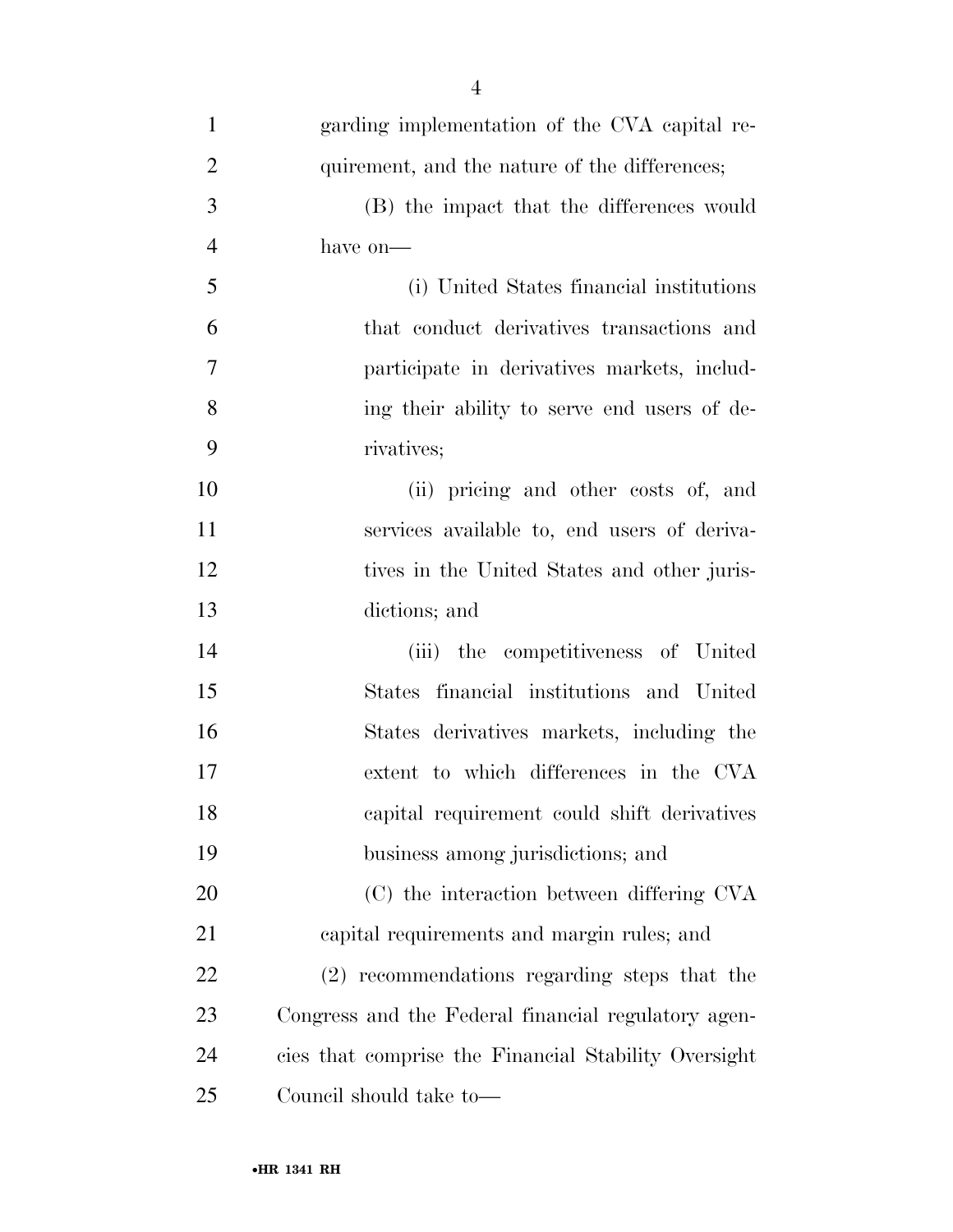garding implementation of the CVA capital requirement, and the nature of the differences;

(B) the impact that the differences would have on—

(i) United States financial institutions that conduct derivatives transactions and participate in derivatives markets, including their ability to serve end users of derivatives;

(ii) pricing and other costs of, and services available to, end users of derivatives in the United States and other jurisdictions; and

(iii) the competitiveness of United States financial institutions and United States derivatives markets, including the extent to which differences in the CVA capital requirement could shift derivatives business among jurisdictions; and

(C) the interaction between differing CVA capital requirements and margin rules; and

(2) recommendations regarding steps that the Congress and the Federal financial regulatory agencies that comprise the Financial Stability Oversight Council should take to—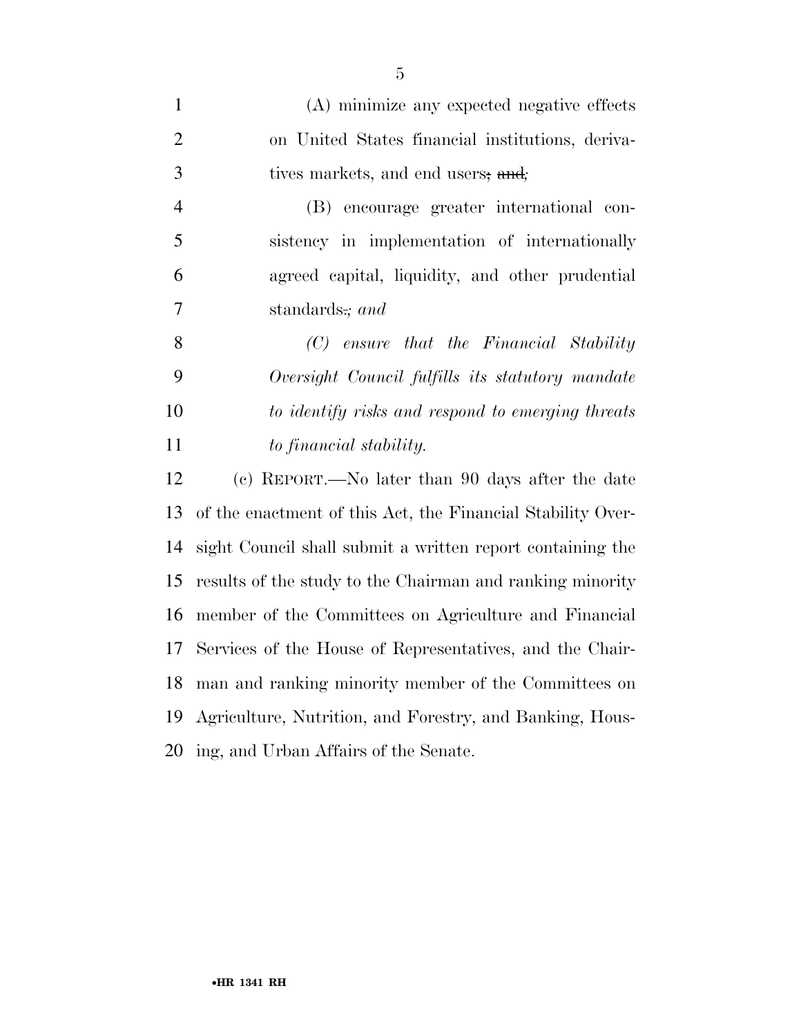(A) minimize any expected negative effects on United States financial institutions, derivatives markets, and end users~~; and~~*;*

(B) encourage greater international consistency in implementation of internationally agreed capital, liquidity, and other prudential standards~~.~~*; and*

*(C) ensure that the Financial Stability Oversight Council fulfills its statutory mandate to identify risks and respond to emerging threats to financial stability.*

(c) REPORT.—No later than 90 days after the date of the enactment of this Act, the Financial Stability Oversight Council shall submit a written report containing the results of the study to the Chairman and ranking minority member of the Committees on Agriculture and Financial Services of the House of Representatives, and the Chairman and ranking minority member of the Committees on Agriculture, Nutrition, and Forestry, and Banking, Housing, and Urban Affairs of the Senate.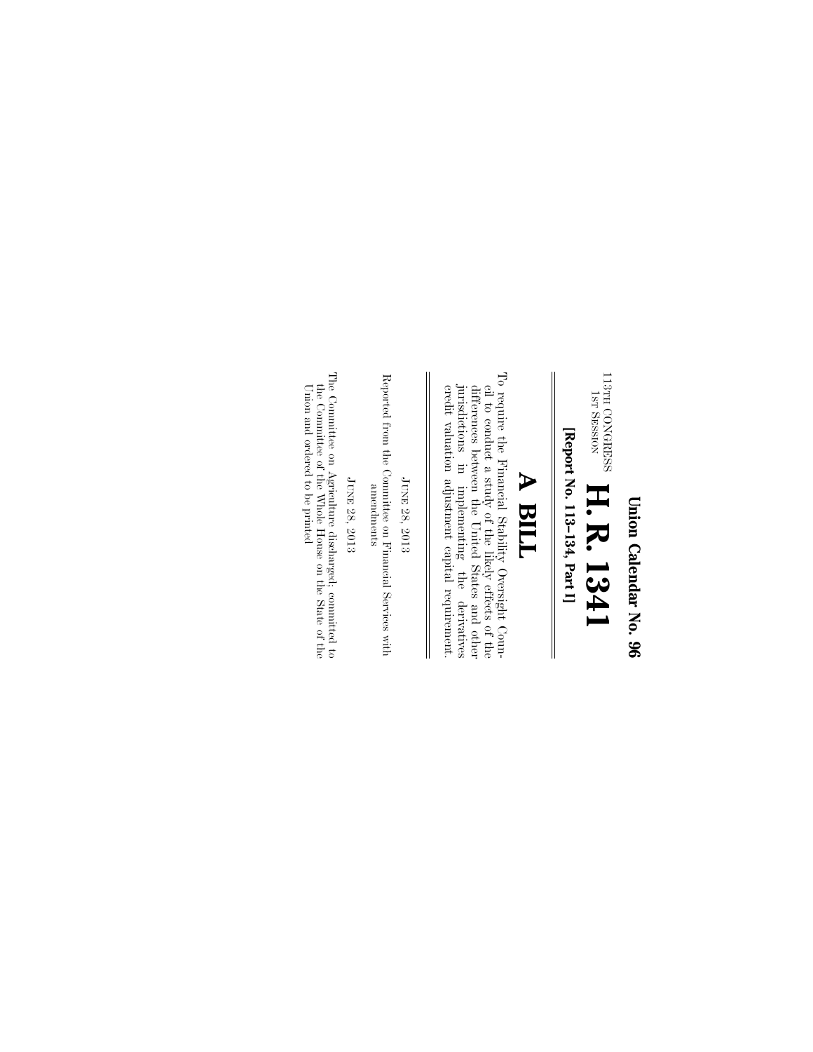# Union Calendar No. 96

113TH CONGRESS
1ST SESSION

# H. R. 1341

**[Report No. 113–134, Part I]**

---

# A BILL

To require the Financial Stability Oversight Council to conduct a study of the likely effects of the differences between the United States and other jurisdictions in implementing the derivatives credit valuation adjustment capital requirement.

---

JUNE 28, 2013

Reported from the Committee on Financial Services with amendments

JUNE 28, 2013

The Committee on Agriculture discharged; committed to the Committee of the Whole House on the State of the Union and ordered to be printed